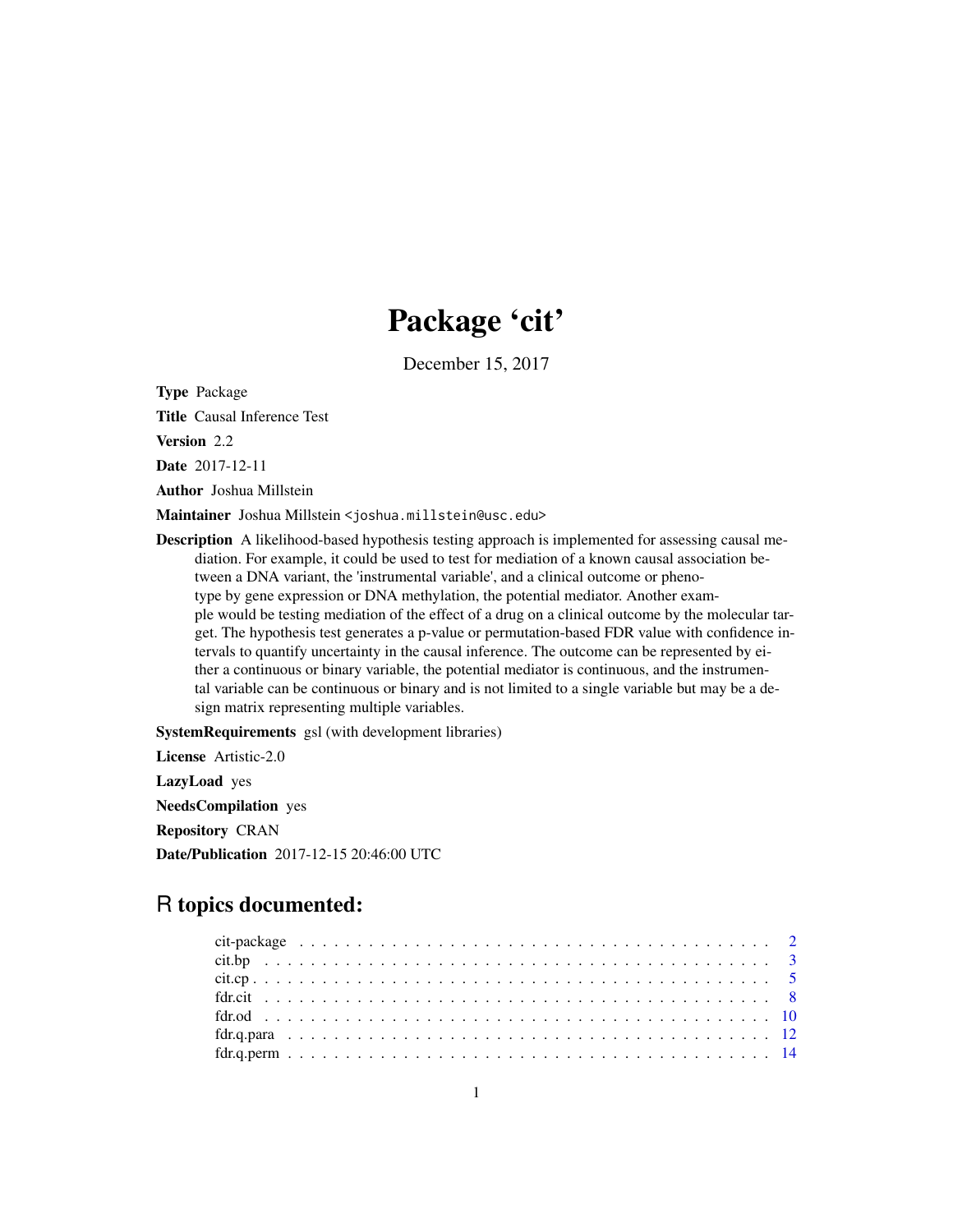# Package 'cit'

December 15, 2017

**Type** Package

**Title** Causal Inference Test

**Version** 2.2

**Date** 2017-12-11

**Author** Joshua Millstein

**Maintainer** Joshua Millstein <joshua.millstein@usc.edu>

**Description** A likelihood-based hypothesis testing approach is implemented for assessing causal mediation. For example, it could be used to test for mediation of a known causal association between a DNA variant, the 'instrumental variable', and a clinical outcome or phenotype by gene expression or DNA methylation, the potential mediator. Another example would be testing mediation of the effect of a drug on a clinical outcome by the molecular target. The hypothesis test generates a p-value or permutation-based FDR value with confidence intervals to quantify uncertainty in the causal inference. The outcome can be represented by either a continuous or binary variable, the potential mediator is continuous, and the instrumental variable can be continuous or binary and is not limited to a single variable but may be a design matrix representing multiple variables.

**SystemRequirements** gsl (with development libraries)

**License** Artistic-2.0

**LazyLoad** yes

**NeedsCompilation** yes

**Repository** CRAN

**Date/Publication** 2017-12-15 20:46:00 UTC

## R topics documented:

- cit-package . . . . . . . . . . . . . . . . . . . . . . . . . . . . . . . . . . . . . . . . 2
- cit.bp . . . . . . . . . . . . . . . . . . . . . . . . . . . . . . . . . . . . . . . . . . . 3
- cit.cp . . . . . . . . . . . . . . . . . . . . . . . . . . . . . . . . . . . . . . . . . . . 5
- fdr.cit . . . . . . . . . . . . . . . . . . . . . . . . . . . . . . . . . . . . . . . . . . . 8
- fdr.od . . . . . . . . . . . . . . . . . . . . . . . . . . . . . . . . . . . . . . . . . . . 10
- fdr.q.para . . . . . . . . . . . . . . . . . . . . . . . . . . . . . . . . . . . . . . . . . 12
- fdr.q.perm . . . . . . . . . . . . . . . . . . . . . . . . . . . . . . . . . . . . . . . . . 14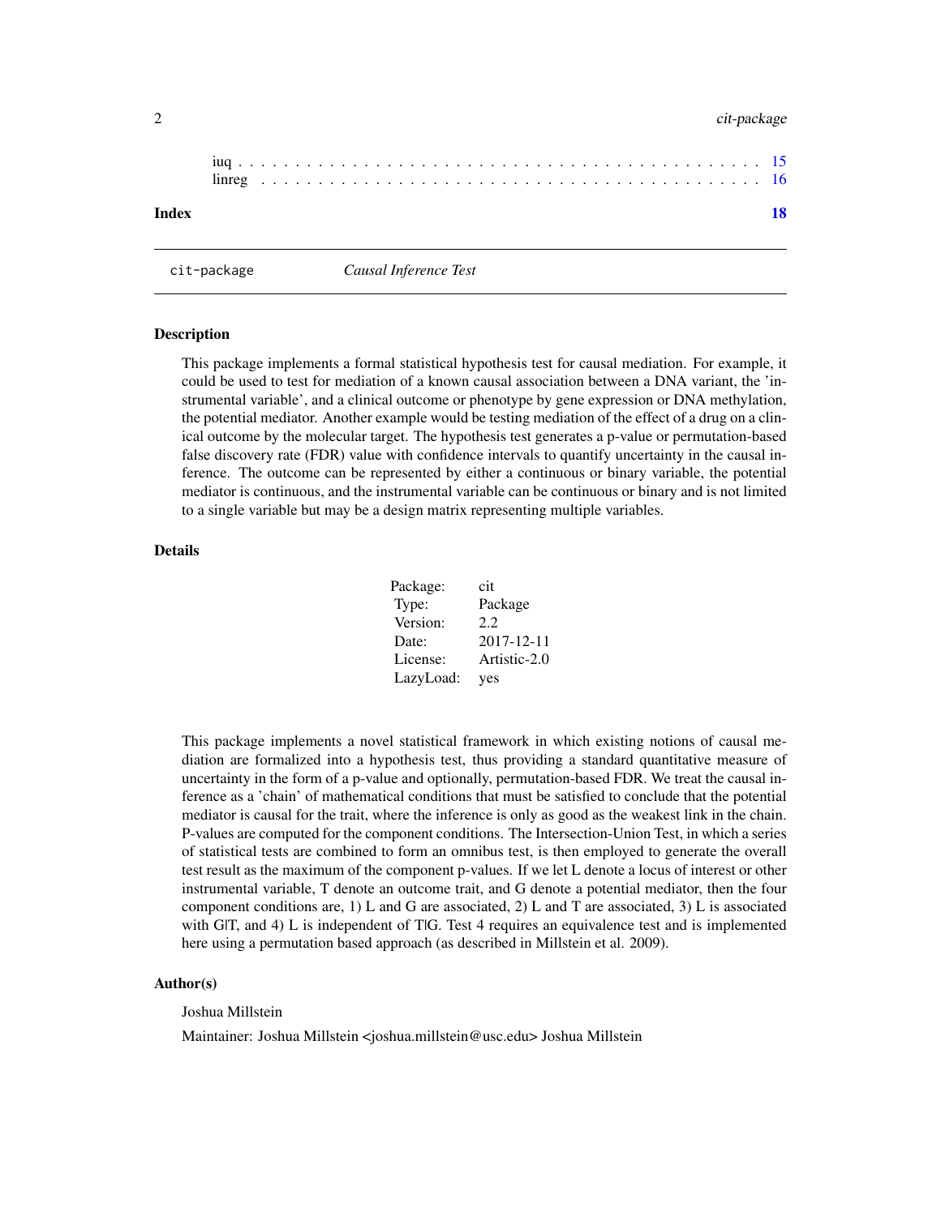iuq . . . . . . . . . . . . . . . . . . . . . . . . . . . . . . . . . . . . . . . . . . . 15
linreg . . . . . . . . . . . . . . . . . . . . . . . . . . . . . . . . . . . . . . . . . . 16

**Index** **18**

---

cit-package *Causal Inference Test*

---

## Description

This package implements a formal statistical hypothesis test for causal mediation. For example, it could be used to test for mediation of a known causal association between a DNA variant, the 'instrumental variable', and a clinical outcome or phenotype by gene expression or DNA methylation, the potential mediator. Another example would be testing mediation of the effect of a drug on a clinical outcome by the molecular target. The hypothesis test generates a p-value or permutation-based false discovery rate (FDR) value with confidence intervals to quantify uncertainty in the causal inference. The outcome can be represented by either a continuous or binary variable, the potential mediator is continuous, and the instrumental variable can be continuous or binary and is not limited to a single variable but may be a design matrix representing multiple variables.

## Details

| | |
|---|---|
| Package: | cit |
| Type: | Package |
| Version: | 2.2 |
| Date: | 2017-12-11 |
| License: | Artistic-2.0 |
| LazyLoad: | yes |

This package implements a novel statistical framework in which existing notions of causal mediation are formalized into a hypothesis test, thus providing a standard quantitative measure of uncertainty in the form of a p-value and optionally, permutation-based FDR. We treat the causal inference as a 'chain' of mathematical conditions that must be satisfied to conclude that the potential mediator is causal for the trait, where the inference is only as good as the weakest link in the chain. P-values are computed for the component conditions. The Intersection-Union Test, in which a series of statistical tests are combined to form an omnibus test, is then employed to generate the overall test result as the maximum of the component p-values. If we let L denote a locus of interest or other instrumental variable, T denote an outcome trait, and G denote a potential mediator, then the four component conditions are, 1) L and G are associated, 2) L and T are associated, 3) L is associated with G|T, and 4) L is independent of T|G. Test 4 requires an equivalence test and is implemented here using a permutation based approach (as described in Millstein et al. 2009).

## Author(s)

Joshua Millstein

Maintainer: Joshua Millstein <joshua.millstein@usc.edu> Joshua Millstein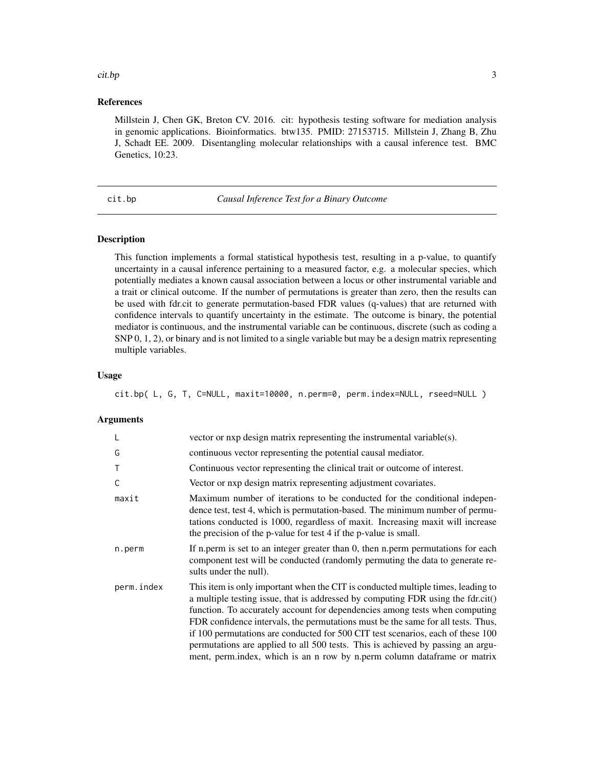## References

Millstein J, Chen GK, Breton CV. 2016. cit: hypothesis testing software for mediation analysis in genomic applications. Bioinformatics. btw135. PMID: 27153715. Millstein J, Zhang B, Zhu J, Schadt EE. 2009. Disentangling molecular relationships with a causal inference test. BMC Genetics, 10:23.

---

# cit.bp — *Causal Inference Test for a Binary Outcome*

## Description

This function implements a formal statistical hypothesis test, resulting in a p-value, to quantify uncertainty in a causal inference pertaining to a measured factor, e.g. a molecular species, which potentially mediates a known causal association between a locus or other instrumental variable and a trait or clinical outcome. If the number of permutations is greater than zero, then the results can be used with fdr.cit to generate permutation-based FDR values (q-values) that are returned with confidence intervals to quantify uncertainty in the estimate. The outcome is binary, the potential mediator is continuous, and the instrumental variable can be continuous, discrete (such as coding a SNP 0, 1, 2), or binary and is not limited to a single variable but may be a design matrix representing multiple variables.

## Usage

```
cit.bp( L, G, T, C=NULL, maxit=10000, n.perm=0, perm.index=NULL, rseed=NULL )
```

## Arguments

| Argument | Description |
|---|---|
| `L` | vector or nxp design matrix representing the instrumental variable(s). |
| `G` | continuous vector representing the potential causal mediator. |
| `T` | Continuous vector representing the clinical trait or outcome of interest. |
| `C` | Vector or nxp design matrix representing adjustment covariates. |
| `maxit` | Maximum number of iterations to be conducted for the conditional independence test, test 4, which is permutation-based. The minimum number of permutations conducted is 1000, regardless of maxit. Increasing maxit will increase the precision of the p-value for test 4 if the p-value is small. |
| `n.perm` | If n.perm is set to an integer greater than 0, then n.perm permutations for each component test will be conducted (randomly permuting the data to generate results under the null). |
| `perm.index` | This item is only important when the CIT is conducted multiple times, leading to a multiple testing issue, that is addressed by computing FDR using the fdr.cit() function. To accurately account for dependencies among tests when computing FDR confidence intervals, the permutations must be the same for all tests. Thus, if 100 permutations are conducted for 500 CIT test scenarios, each of these 100 permutations are applied to all 500 tests. This is achieved by passing an argument, perm.index, which is an n row by n.perm column dataframe or matrix |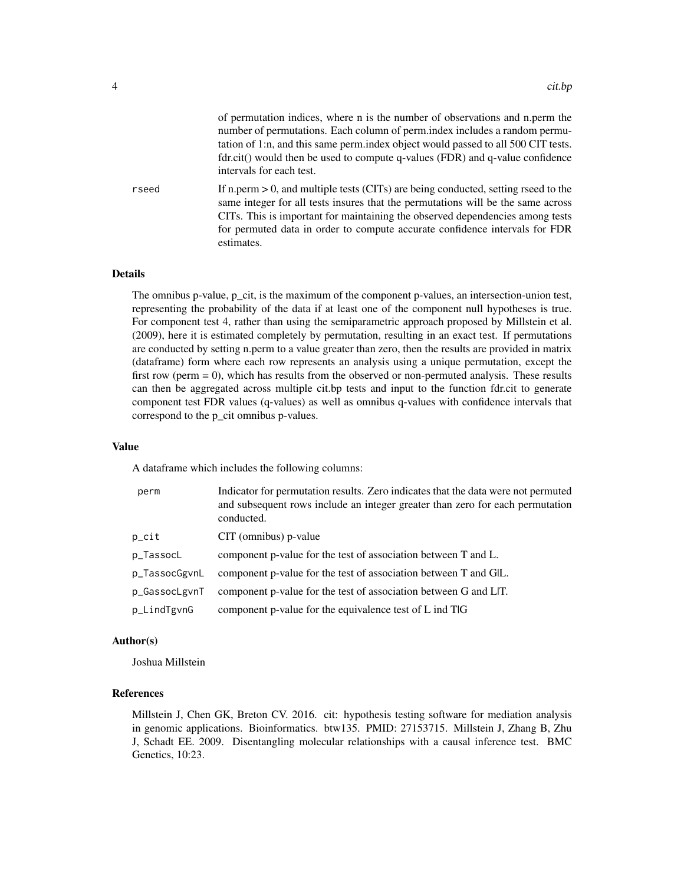of permutation indices, where n is the number of observations and n.perm the number of permutations. Each column of perm.index includes a random permutation of 1:n, and this same perm.index object would passed to all 500 CIT tests. fdr.cit() would then be used to compute q-values (FDR) and q-value confidence intervals for each test.

rseed
: If n.perm > 0, and multiple tests (CITs) are being conducted, setting rseed to the same integer for all tests insures that the permutations will be the same across CITs. This is important for maintaining the observed dependencies among tests for permuted data in order to compute accurate confidence intervals for FDR estimates.

## Details

The omnibus p-value, p_cit, is the maximum of the component p-values, an intersection-union test, representing the probability of the data if at least one of the component null hypotheses is true. For component test 4, rather than using the semiparametric approach proposed by Millstein et al. (2009), here it is estimated completely by permutation, resulting in an exact test. If permutations are conducted by setting n.perm to a value greater than zero, then the results are provided in matrix (dataframe) form where each row represents an analysis using a unique permutation, except the first row (perm = 0), which has results from the observed or non-permuted analysis. These results can then be aggregated across multiple cit.bp tests and input to the function fdr.cit to generate component test FDR values (q-values) as well as omnibus q-values with confidence intervals that correspond to the p_cit omnibus p-values.

## Value

A dataframe which includes the following columns:

| | |
|---|---|
| perm | Indicator for permutation results. Zero indicates that the data were not permuted and subsequent rows include an integer greater than zero for each permutation conducted. |
| p_cit | CIT (omnibus) p-value |
| p_TassocL | component p-value for the test of association between T and L. |
| p_TassocGgvnL | component p-value for the test of association between T and G\|L. |
| p_GassocLgvnT | component p-value for the test of association between G and L\|T. |
| p_LindTgvnG | component p-value for the equivalence test of L ind T\|G |

## Author(s)

Joshua Millstein

## References

Millstein J, Chen GK, Breton CV. 2016. cit: hypothesis testing software for mediation analysis in genomic applications. Bioinformatics. btw135. PMID: 27153715. Millstein J, Zhang B, Zhu J, Schadt EE. 2009. Disentangling molecular relationships with a causal inference test. BMC Genetics, 10:23.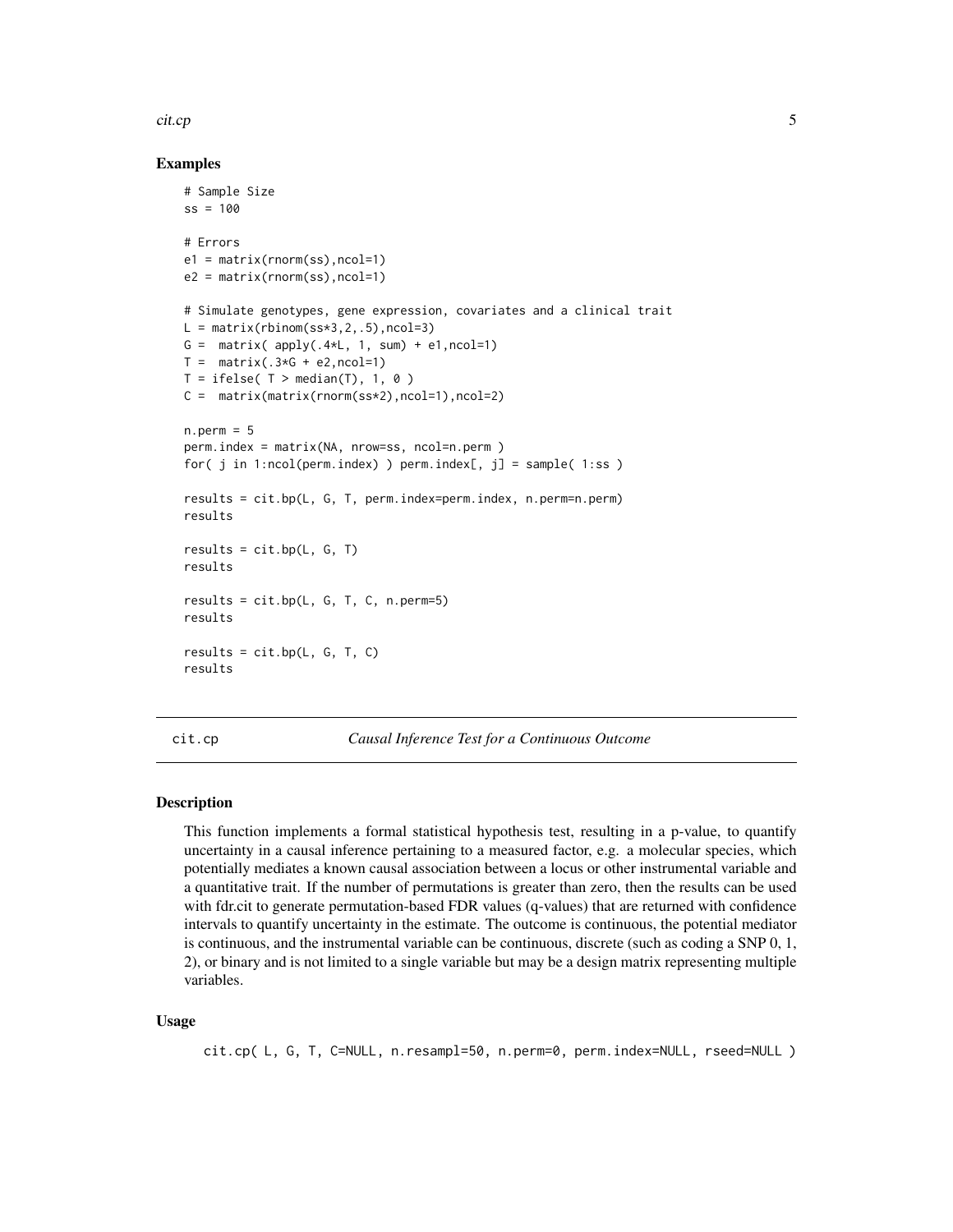## Examples

```
# Sample Size
ss = 100

# Errors
e1 = matrix(rnorm(ss),ncol=1)
e2 = matrix(rnorm(ss),ncol=1)

# Simulate genotypes, gene expression, covariates and a clinical trait
L = matrix(rbinom(ss*3,2,.5),ncol=3)
G =  matrix( apply(.4*L, 1, sum) + e1,ncol=1)
T =  matrix(.3*G + e2,ncol=1)
T = ifelse( T > median(T), 1, 0 )
C =  matrix(matrix(rnorm(ss*2),ncol=1),ncol=2)

n.perm = 5
perm.index = matrix(NA, nrow=ss, ncol=n.perm )
for( j in 1:ncol(perm.index) ) perm.index[, j] = sample( 1:ss )

results = cit.bp(L, G, T, perm.index=perm.index, n.perm=n.perm)
results

results = cit.bp(L, G, T)
results

results = cit.bp(L, G, T, C, n.perm=5)
results

results = cit.bp(L, G, T, C)
results
```

---

# cit.cp    *Causal Inference Test for a Continuous Outcome*

---

## Description

This function implements a formal statistical hypothesis test, resulting in a p-value, to quantify uncertainty in a causal inference pertaining to a measured factor, e.g. a molecular species, which potentially mediates a known causal association between a locus or other instrumental variable and a quantitative trait. If the number of permutations is greater than zero, then the results can be used with fdr.cit to generate permutation-based FDR values (q-values) that are returned with confidence intervals to quantify uncertainty in the estimate. The outcome is continuous, the potential mediator is continuous, and the instrumental variable can be continuous, discrete (such as coding a SNP 0, 1, 2), or binary and is not limited to a single variable but may be a design matrix representing multiple variables.

## Usage

```
cit.cp( L, G, T, C=NULL, n.resampl=50, n.perm=0, perm.index=NULL, rseed=NULL )
```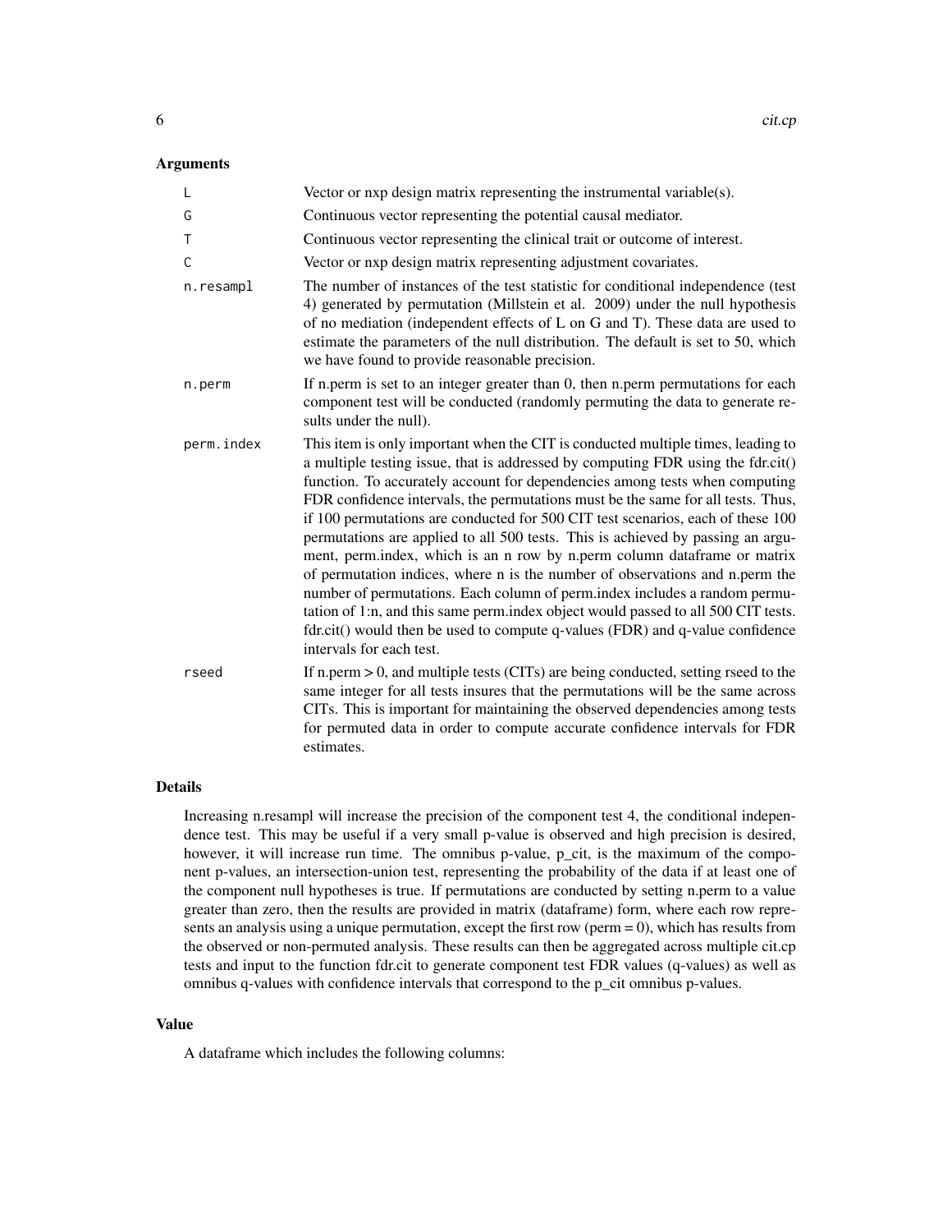## Arguments

| | |
|---|---|
| L | Vector or nxp design matrix representing the instrumental variable(s). |
| G | Continuous vector representing the potential causal mediator. |
| T | Continuous vector representing the clinical trait or outcome of interest. |
| C | Vector or nxp design matrix representing adjustment covariates. |
| n.resampl | The number of instances of the test statistic for conditional independence (test 4) generated by permutation (Millstein et al. 2009) under the null hypothesis of no mediation (independent effects of L on G and T). These data are used to estimate the parameters of the null distribution. The default is set to 50, which we have found to provide reasonable precision. |
| n.perm | If n.perm is set to an integer greater than 0, then n.perm permutations for each component test will be conducted (randomly permuting the data to generate results under the null). |
| perm.index | This item is only important when the CIT is conducted multiple times, leading to a multiple testing issue, that is addressed by computing FDR using the fdr.cit() function. To accurately account for dependencies among tests when computing FDR confidence intervals, the permutations must be the same for all tests. Thus, if 100 permutations are conducted for 500 CIT test scenarios, each of these 100 permutations are applied to all 500 tests. This is achieved by passing an argument, perm.index, which is an n row by n.perm column dataframe or matrix of permutation indices, where n is the number of observations and n.perm the number of permutations. Each column of perm.index includes a random permutation of 1:n, and this same perm.index object would passed to all 500 CIT tests. fdr.cit() would then be used to compute q-values (FDR) and q-value confidence intervals for each test. |
| rseed | If n.perm > 0, and multiple tests (CITs) are being conducted, setting rseed to the same integer for all tests insures that the permutations will be the same across CITs. This is important for maintaining the observed dependencies among tests for permuted data in order to compute accurate confidence intervals for FDR estimates. |

## Details

Increasing n.resampl will increase the precision of the component test 4, the conditional independence test. This may be useful if a very small p-value is observed and high precision is desired, however, it will increase run time. The omnibus p-value, p_cit, is the maximum of the component p-values, an intersection-union test, representing the probability of the data if at least one of the component null hypotheses is true. If permutations are conducted by setting n.perm to a value greater than zero, then the results are provided in matrix (dataframe) form, where each row represents an analysis using a unique permutation, except the first row (perm = 0), which has results from the observed or non-permuted analysis. These results can then be aggregated across multiple cit.cp tests and input to the function fdr.cit to generate component test FDR values (q-values) as well as omnibus q-values with confidence intervals that correspond to the p_cit omnibus p-values.

## Value

A dataframe which includes the following columns: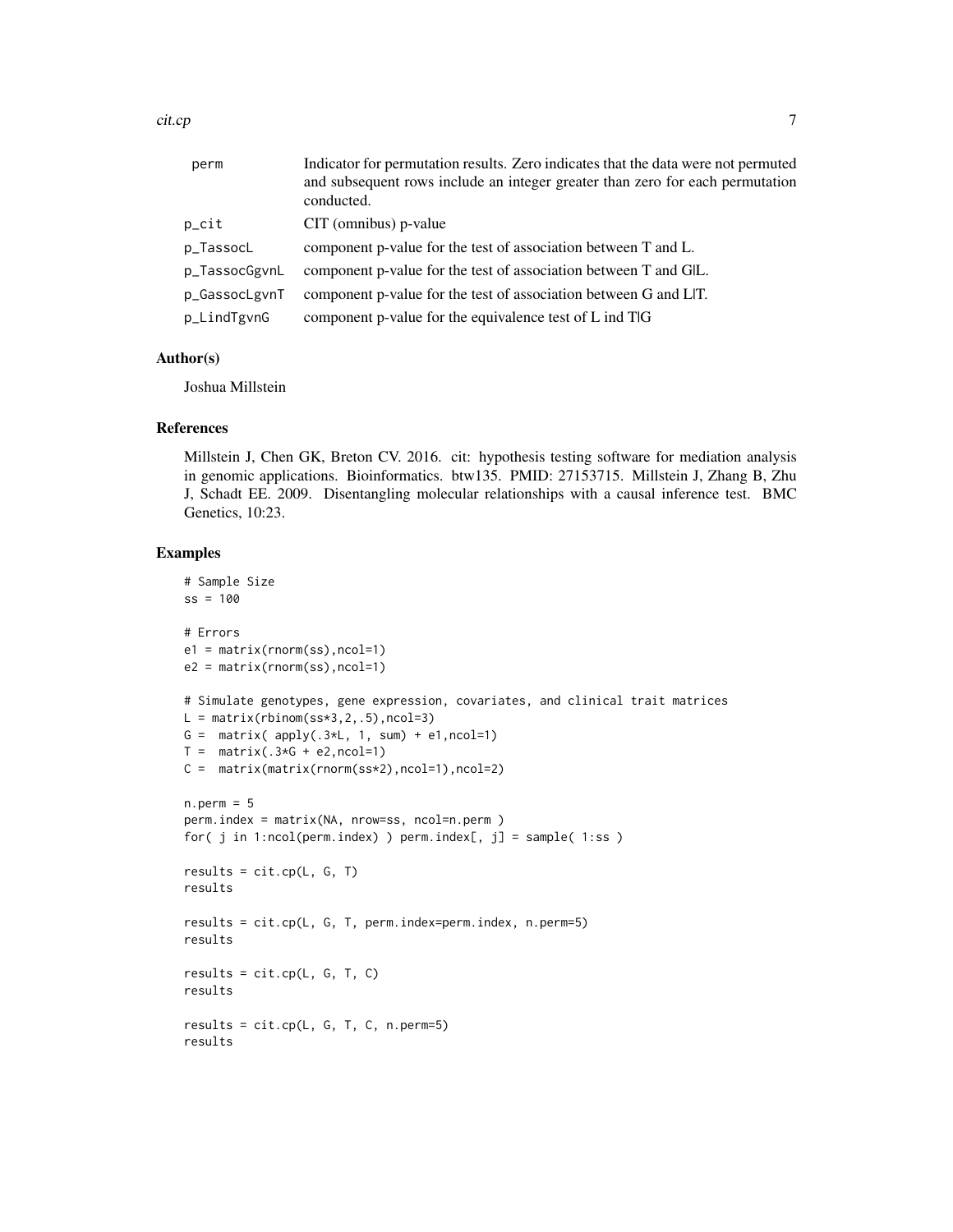| | |
|---|---|
| perm | Indicator for permutation results. Zero indicates that the data were not permuted and subsequent rows include an integer greater than zero for each permutation conducted. |
| p_cit | CIT (omnibus) p-value |
| p_TassocL | component p-value for the test of association between T and L. |
| p_TassocGgvnL | component p-value for the test of association between T and G\|L. |
| p_GassocLgvnT | component p-value for the test of association between G and L\|T. |
| p_LindTgvnG | component p-value for the equivalence test of L ind T\|G |

## Author(s)

Joshua Millstein

## References

Millstein J, Chen GK, Breton CV. 2016. cit: hypothesis testing software for mediation analysis in genomic applications. Bioinformatics. btw135. PMID: 27153715. Millstein J, Zhang B, Zhu J, Schadt EE. 2009. Disentangling molecular relationships with a causal inference test. BMC Genetics, 10:23.

## Examples

```
# Sample Size
ss = 100

# Errors
e1 = matrix(rnorm(ss),ncol=1)
e2 = matrix(rnorm(ss),ncol=1)

# Simulate genotypes, gene expression, covariates, and clinical trait matrices
L = matrix(rbinom(ss*3,2,.5),ncol=3)
G =  matrix( apply(.3*L, 1, sum) + e1,ncol=1)
T =  matrix(.3*G + e2,ncol=1)
C =  matrix(matrix(rnorm(ss*2),ncol=1),ncol=2)

n.perm = 5
perm.index = matrix(NA, nrow=ss, ncol=n.perm )
for( j in 1:ncol(perm.index) ) perm.index[, j] = sample( 1:ss )

results = cit.cp(L, G, T)
results

results = cit.cp(L, G, T, perm.index=perm.index, n.perm=5)
results

results = cit.cp(L, G, T, C)
results

results = cit.cp(L, G, T, C, n.perm=5)
results
```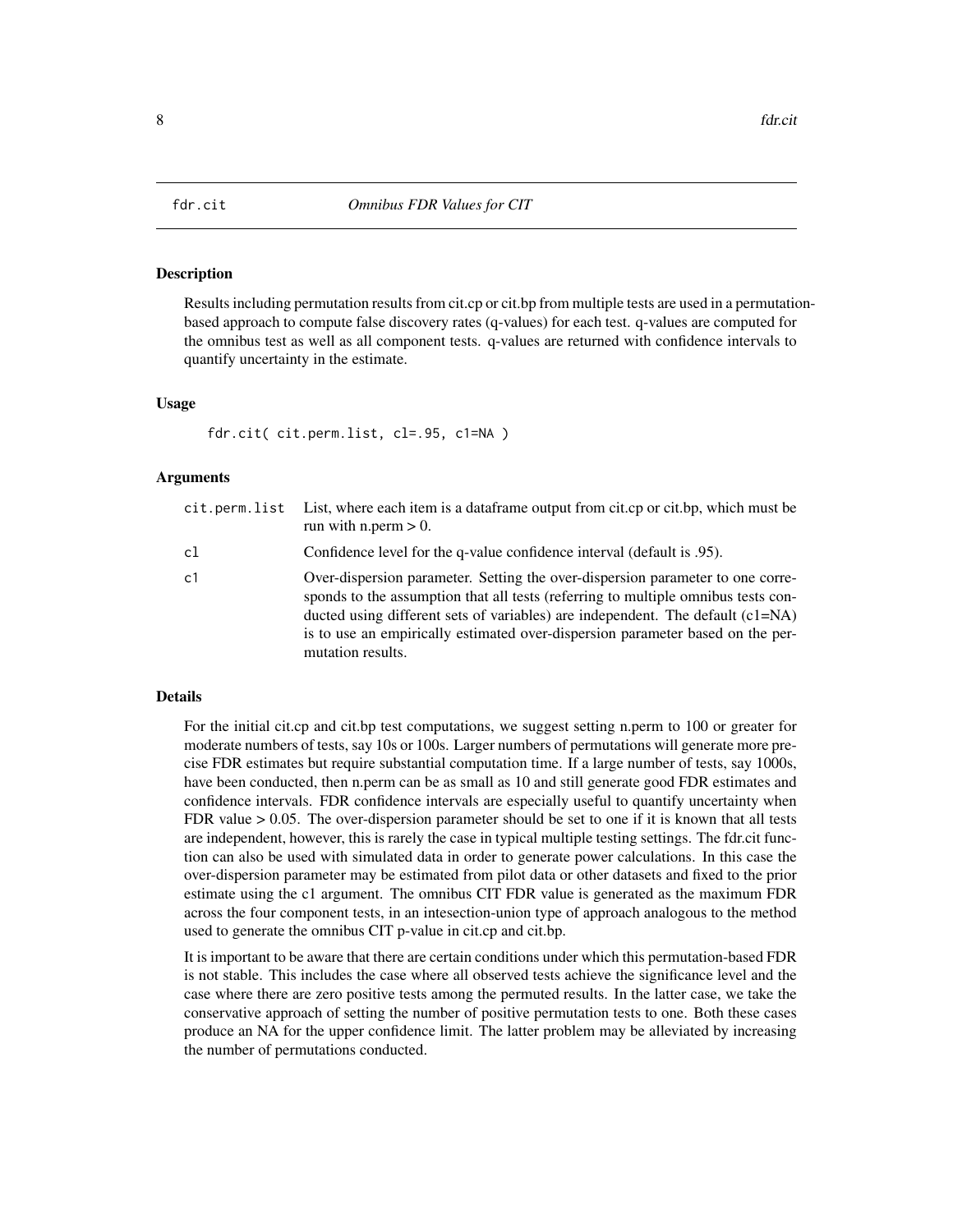# fdr.cit — *Omnibus FDR Values for CIT*

## Description

Results including permutation results from cit.cp or cit.bp from multiple tests are used in a permutation-based approach to compute false discovery rates (q-values) for each test. q-values are computed for the omnibus test as well as all component tests. q-values are returned with confidence intervals to quantify uncertainty in the estimate.

## Usage

```
fdr.cit( cit.perm.list, cl=.95, c1=NA )
```

## Arguments

| | |
|---|---|
| cit.perm.list | List, where each item is a dataframe output from cit.cp or cit.bp, which must be run with n.perm > 0. |
| cl | Confidence level for the q-value confidence interval (default is .95). |
| c1 | Over-dispersion parameter. Setting the over-dispersion parameter to one corresponds to the assumption that all tests (referring to multiple omnibus tests conducted using different sets of variables) are independent. The default (c1=NA) is to use an empirically estimated over-dispersion parameter based on the permutation results. |

## Details

For the initial cit.cp and cit.bp test computations, we suggest setting n.perm to 100 or greater for moderate numbers of tests, say 10s or 100s. Larger numbers of permutations will generate more precise FDR estimates but require substantial computation time. If a large number of tests, say 1000s, have been conducted, then n.perm can be as small as 10 and still generate good FDR estimates and confidence intervals. FDR confidence intervals are especially useful to quantify uncertainty when FDR value > 0.05. The over-dispersion parameter should be set to one if it is known that all tests are independent, however, this is rarely the case in typical multiple testing settings. The fdr.cit function can also be used with simulated data in order to generate power calculations. In this case the over-dispersion parameter may be estimated from pilot data or other datasets and fixed to the prior estimate using the c1 argument. The omnibus CIT FDR value is generated as the maximum FDR across the four component tests, in an intesection-union type of approach analogous to the method used to generate the omnibus CIT p-value in cit.cp and cit.bp.

It is important to be aware that there are certain conditions under which this permutation-based FDR is not stable. This includes the case where all observed tests achieve the significance level and the case where there are zero positive tests among the permuted results. In the latter case, we take the conservative approach of setting the number of positive permutation tests to one. Both these cases produce an NA for the upper confidence limit. The latter problem may be alleviated by increasing the number of permutations conducted.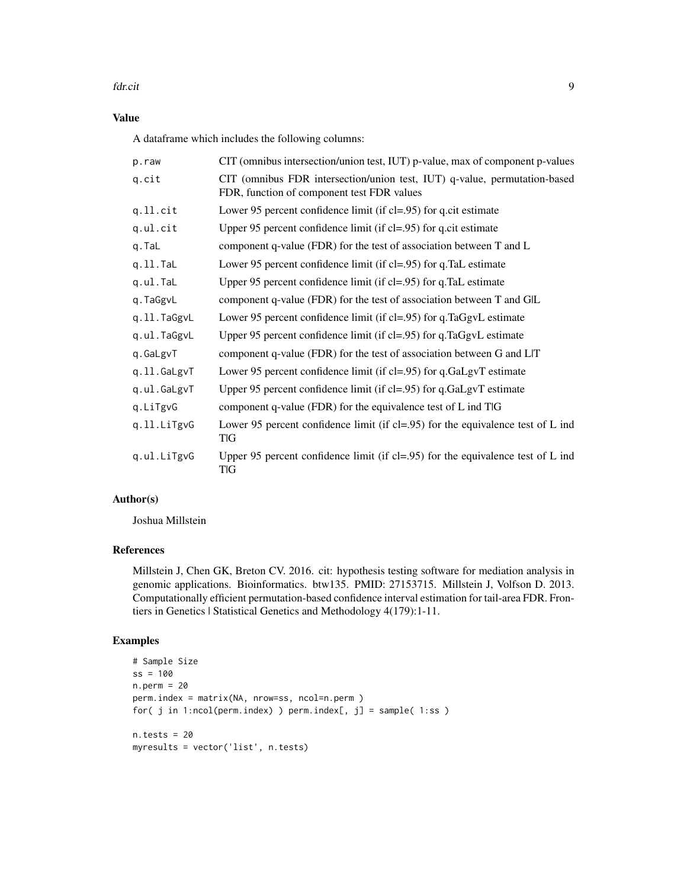## Value

A dataframe which includes the following columns:

| | |
|---|---|
| p.raw | CIT (omnibus intersection/union test, IUT) p-value, max of component p-values |
| q.cit | CIT (omnibus FDR intersection/union test, IUT) q-value, permutation-based FDR, function of component test FDR values |
| q.ll.cit | Lower 95 percent confidence limit (if cl=.95) for q.cit estimate |
| q.ul.cit | Upper 95 percent confidence limit (if cl=.95) for q.cit estimate |
| q.TaL | component q-value (FDR) for the test of association between T and L |
| q.ll.TaL | Lower 95 percent confidence limit (if cl=.95) for q.TaL estimate |
| q.ul.TaL | Upper 95 percent confidence limit (if cl=.95) for q.TaL estimate |
| q.TaGgvL | component q-value (FDR) for the test of association between T and G\|L |
| q.ll.TaGgvL | Lower 95 percent confidence limit (if cl=.95) for q.TaGgvL estimate |
| q.ul.TaGgvL | Upper 95 percent confidence limit (if cl=.95) for q.TaGgvL estimate |
| q.GaLgvT | component q-value (FDR) for the test of association between G and L\|T |
| q.ll.GaLgvT | Lower 95 percent confidence limit (if cl=.95) for q.GaLgvT estimate |
| q.ul.GaLgvT | Upper 95 percent confidence limit (if cl=.95) for q.GaLgvT estimate |
| q.LiTgvG | component q-value (FDR) for the equivalence test of L ind T\|G |
| q.ll.LiTgvG | Lower 95 percent confidence limit (if cl=.95) for the equivalence test of L ind T\|G |
| q.ul.LiTgvG | Upper 95 percent confidence limit (if cl=.95) for the equivalence test of L ind T\|G |

## Author(s)

Joshua Millstein

## References

Millstein J, Chen GK, Breton CV. 2016. cit: hypothesis testing software for mediation analysis in genomic applications. Bioinformatics. btw135. PMID: 27153715. Millstein J, Volfson D. 2013. Computationally efficient permutation-based confidence interval estimation for tail-area FDR. Frontiers in Genetics | Statistical Genetics and Methodology 4(179):1-11.

## Examples

```
# Sample Size
ss = 100
n.perm = 20
perm.index = matrix(NA, nrow=ss, ncol=n.perm )
for( j in 1:ncol(perm.index) ) perm.index[, j] = sample( 1:ss )

n.tests = 20
myresults = vector('list', n.tests)
```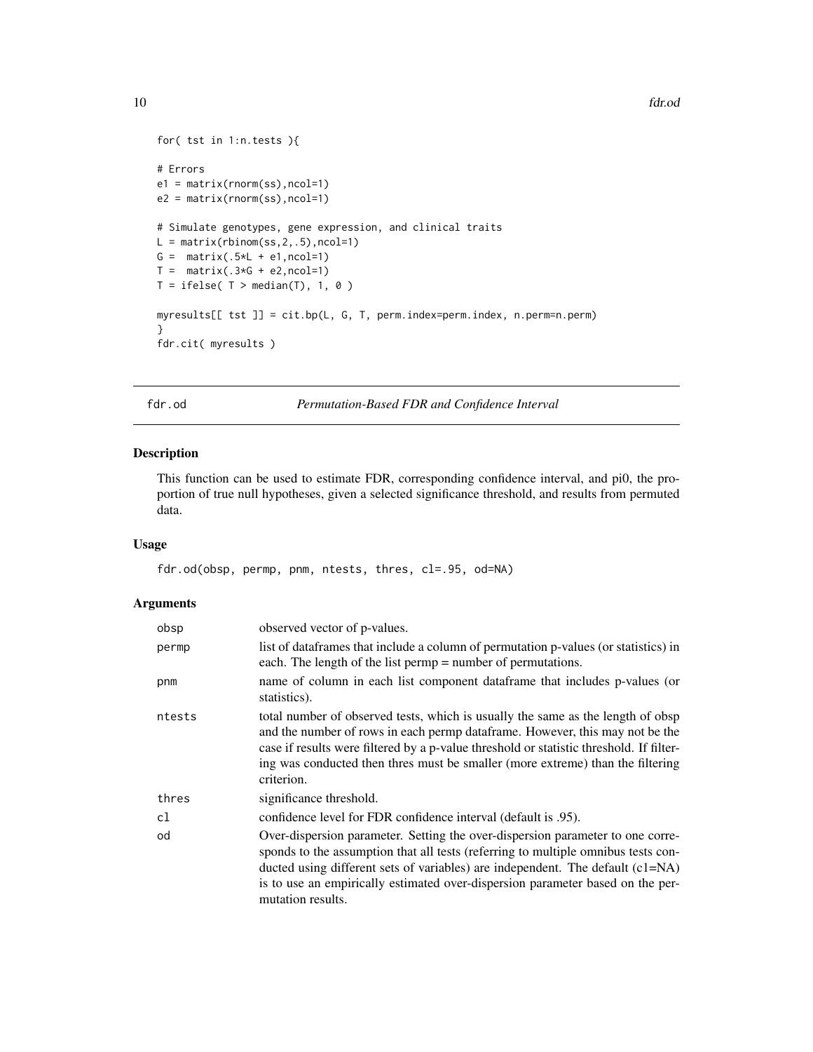```
for( tst in 1:n.tests ){

# Errors
e1 = matrix(rnorm(ss),ncol=1)
e2 = matrix(rnorm(ss),ncol=1)

# Simulate genotypes, gene expression, and clinical traits
L = matrix(rbinom(ss,2,.5),ncol=1)
G =  matrix(.5*L + e1,ncol=1)
T =  matrix(.3*G + e2,ncol=1)
T = ifelse( T > median(T), 1, 0 )

myresults[[ tst ]] = cit.bp(L, G, T, perm.index=perm.index, n.perm=n.perm)
}
fdr.cit( myresults )
```

## fdr.od — *Permutation-Based FDR and Confidence Interval*

### Description

This function can be used to estimate FDR, corresponding confidence interval, and pi0, the proportion of true null hypotheses, given a selected significance threshold, and results from permuted data.

### Usage

```
fdr.od(obsp, permp, pnm, ntests, thres, cl=.95, od=NA)
```

### Arguments

| | |
|---|---|
| obsp | observed vector of p-values. |
| permp | list of dataframes that include a column of permutation p-values (or statistics) in each. The length of the list permp = number of permutations. |
| pnm | name of column in each list component dataframe that includes p-values (or statistics). |
| ntests | total number of observed tests, which is usually the same as the length of obsp and the number of rows in each permp dataframe. However, this may not be the case if results were filtered by a p-value threshold or statistic threshold. If filtering was conducted then thres must be smaller (more extreme) than the filtering criterion. |
| thres | significance threshold. |
| cl | confidence level for FDR confidence interval (default is .95). |
| od | Over-dispersion parameter. Setting the over-dispersion parameter to one corresponds to the assumption that all tests (referring to multiple omnibus tests conducted using different sets of variables) are independent. The default (c1=NA) is to use an empirically estimated over-dispersion parameter based on the permutation results. |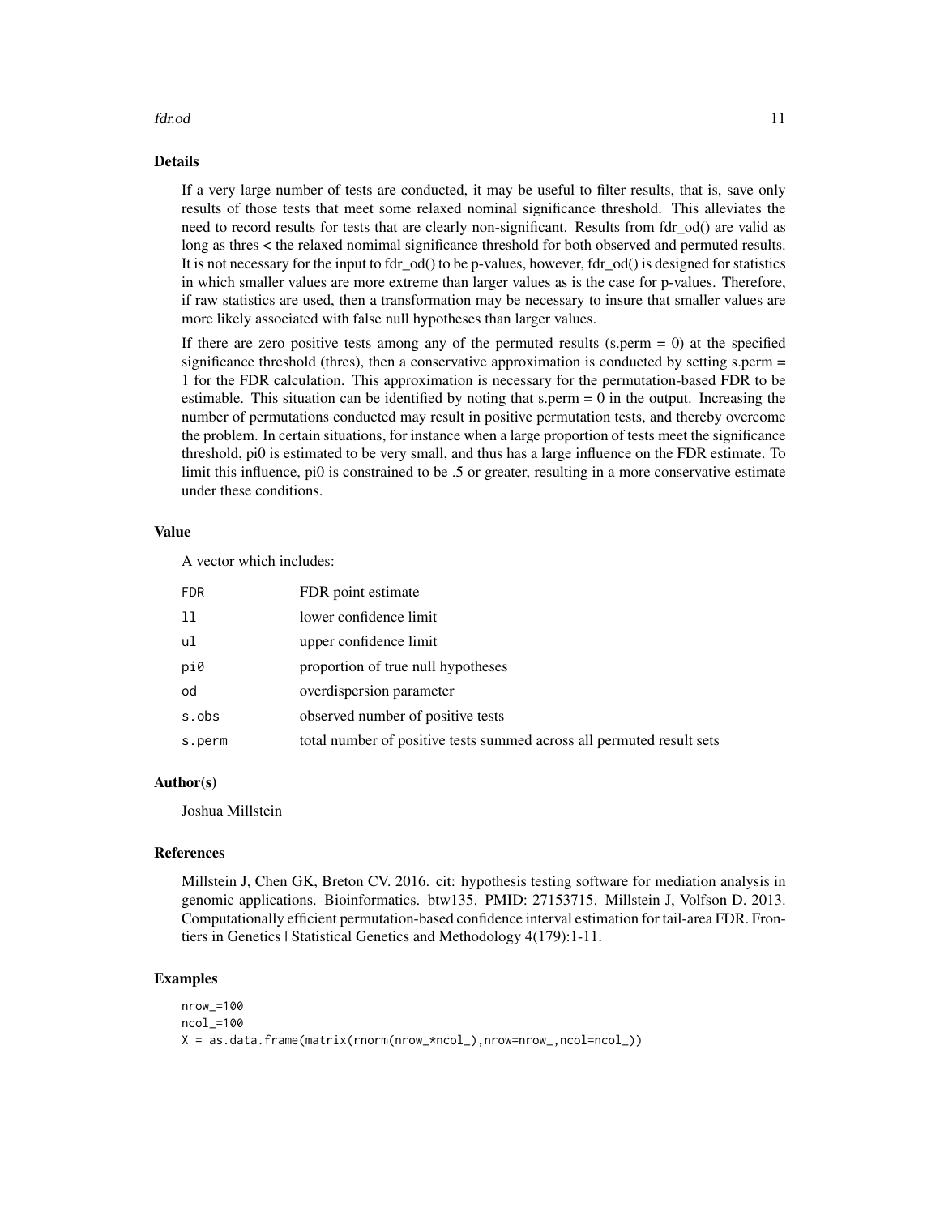## Details

If a very large number of tests are conducted, it may be useful to filter results, that is, save only results of those tests that meet some relaxed nominal significance threshold. This alleviates the need to record results for tests that are clearly non-significant. Results from fdr_od() are valid as long as thres < the relaxed nomimal significance threshold for both observed and permuted results. It is not necessary for the input to fdr_od() to be p-values, however, fdr_od() is designed for statistics in which smaller values are more extreme than larger values as is the case for p-values. Therefore, if raw statistics are used, then a transformation may be necessary to insure that smaller values are more likely associated with false null hypotheses than larger values.

If there are zero positive tests among any of the permuted results (s.perm = 0) at the specified significance threshold (thres), then a conservative approximation is conducted by setting s.perm = 1 for the FDR calculation. This approximation is necessary for the permutation-based FDR to be estimable. This situation can be identified by noting that s.perm = 0 in the output. Increasing the number of permutations conducted may result in positive permutation tests, and thereby overcome the problem. In certain situations, for instance when a large proportion of tests meet the significance threshold, pi0 is estimated to be very small, and thus has a large influence on the FDR estimate. To limit this influence, pi0 is constrained to be .5 or greater, resulting in a more conservative estimate under these conditions.

## Value

A vector which includes:

| | |
|---|---|
| `FDR` | FDR point estimate |
| `ll` | lower confidence limit |
| `ul` | upper confidence limit |
| `pi0` | proportion of true null hypotheses |
| `od` | overdispersion parameter |
| `s.obs` | observed number of positive tests |
| `s.perm` | total number of positive tests summed across all permuted result sets |

## Author(s)

Joshua Millstein

## References

Millstein J, Chen GK, Breton CV. 2016. cit: hypothesis testing software for mediation analysis in genomic applications. Bioinformatics. btw135. PMID: 27153715. Millstein J, Volfson D. 2013. Computationally efficient permutation-based confidence interval estimation for tail-area FDR. Frontiers in Genetics | Statistical Genetics and Methodology 4(179):1-11.

## Examples

```
nrow_=100
ncol_=100
X = as.data.frame(matrix(rnorm(nrow_*ncol_),nrow=nrow_,ncol=ncol_))
```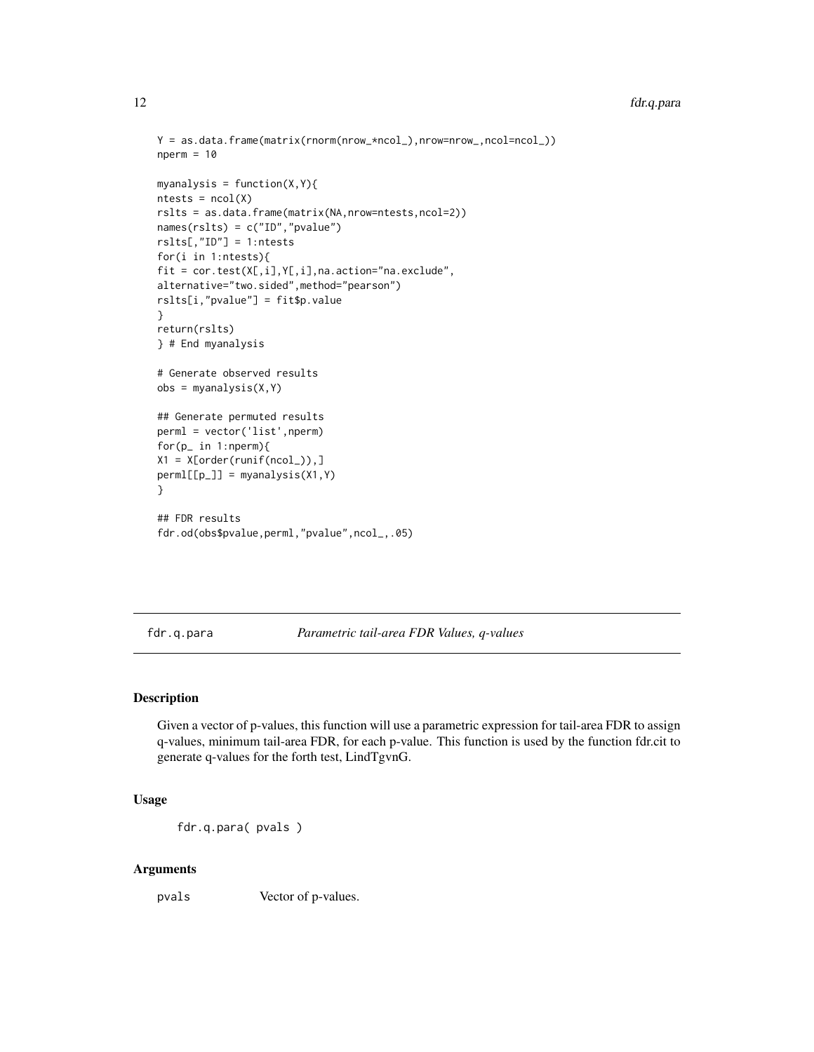```
Y = as.data.frame(matrix(rnorm(nrow_*ncol_),nrow=nrow_,ncol=ncol_))
nperm = 10

myanalysis = function(X,Y){
ntests = ncol(X)
rslts = as.data.frame(matrix(NA,nrow=ntests,ncol=2))
names(rslts) = c("ID","pvalue")
rslts[,"ID"] = 1:ntests
for(i in 1:ntests){
fit = cor.test(X[,i],Y[,i],na.action="na.exclude",
alternative="two.sided",method="pearson")
rslts[i,"pvalue"] = fit$p.value
}
return(rslts)
} # End myanalysis

# Generate observed results
obs = myanalysis(X,Y)

## Generate permuted results
perml = vector('list',nperm)
for(p_ in 1:nperm){
X1 = X[order(runif(ncol_)),]
perml[[p_]] = myanalysis(X1,Y)
}

## FDR results
fdr.od(obs$pvalue,perml,"pvalue",ncol_,.05)
```

---

## fdr.q.para — *Parametric tail-area FDR Values, q-values*

### Description

Given a vector of p-values, this function will use a parametric expression for tail-area FDR to assign q-values, minimum tail-area FDR, for each p-value. This function is used by the function fdr.cit to generate q-values for the forth test, LindTgvnG.

### Usage

```
fdr.q.para( pvals )
```

### Arguments

| | |
|---|---|
| pvals | Vector of p-values. |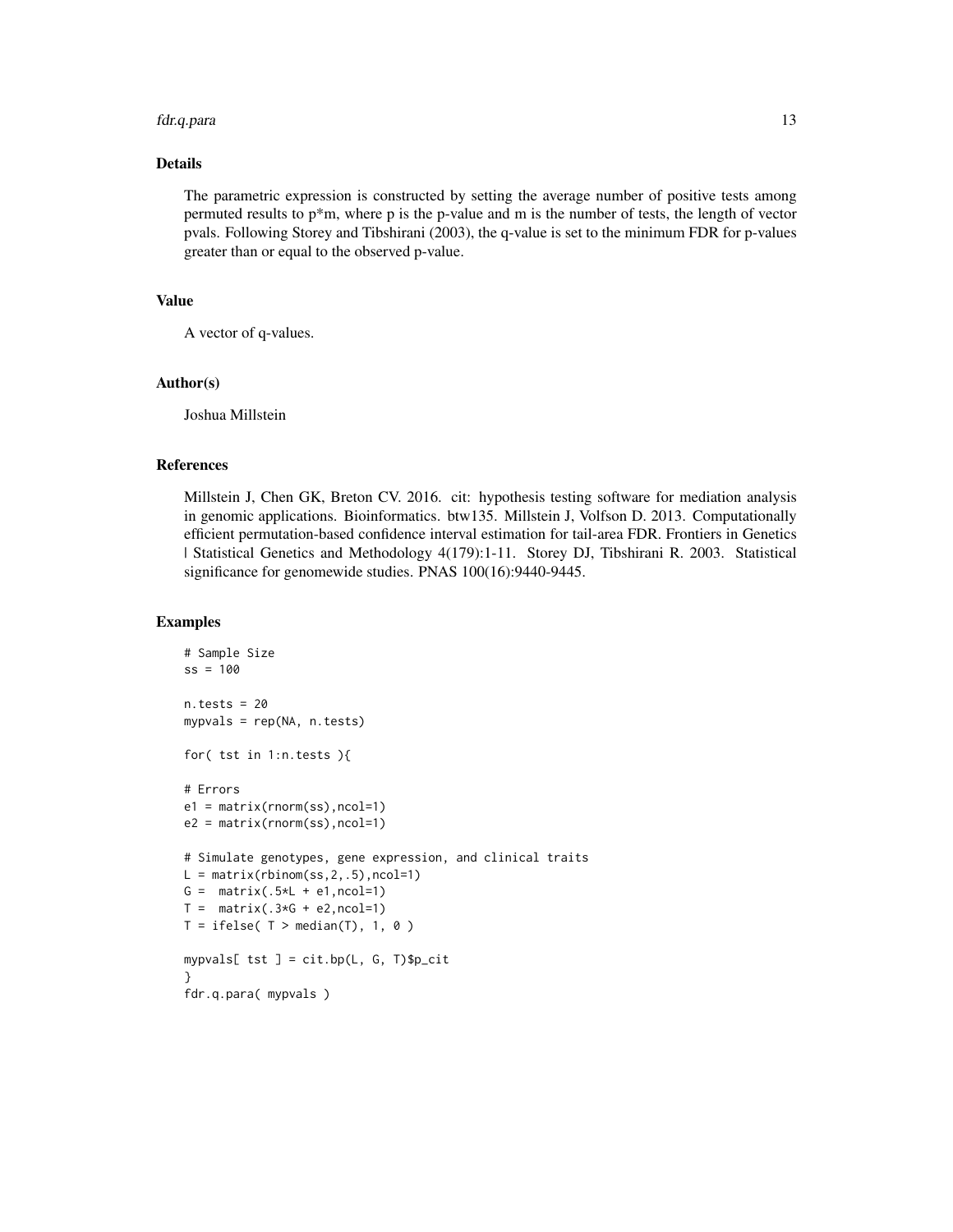### Details

The parametric expression is constructed by setting the average number of positive tests among permuted results to p*m, where p is the p-value and m is the number of tests, the length of vector pvals. Following Storey and Tibshirani (2003), the q-value is set to the minimum FDR for p-values greater than or equal to the observed p-value.

### Value

A vector of q-values.

### Author(s)

Joshua Millstein

### References

Millstein J, Chen GK, Breton CV. 2016. cit: hypothesis testing software for mediation analysis in genomic applications. Bioinformatics. btw135. Millstein J, Volfson D. 2013. Computationally efficient permutation-based confidence interval estimation for tail-area FDR. Frontiers in Genetics | Statistical Genetics and Methodology 4(179):1-11. Storey DJ, Tibshirani R. 2003. Statistical significance for genomewide studies. PNAS 100(16):9440-9445.

### Examples

```
# Sample Size
ss = 100

n.tests = 20
mypvals = rep(NA, n.tests)

for( tst in 1:n.tests ){

# Errors
e1 = matrix(rnorm(ss),ncol=1)
e2 = matrix(rnorm(ss),ncol=1)

# Simulate genotypes, gene expression, and clinical traits
L = matrix(rbinom(ss,2,.5),ncol=1)
G =  matrix(.5*L + e1,ncol=1)
T =  matrix(.3*G + e2,ncol=1)
T = ifelse( T > median(T), 1, 0 )

mypvals[ tst ] = cit.bp(L, G, T)$p_cit
}
fdr.q.para( mypvals )
```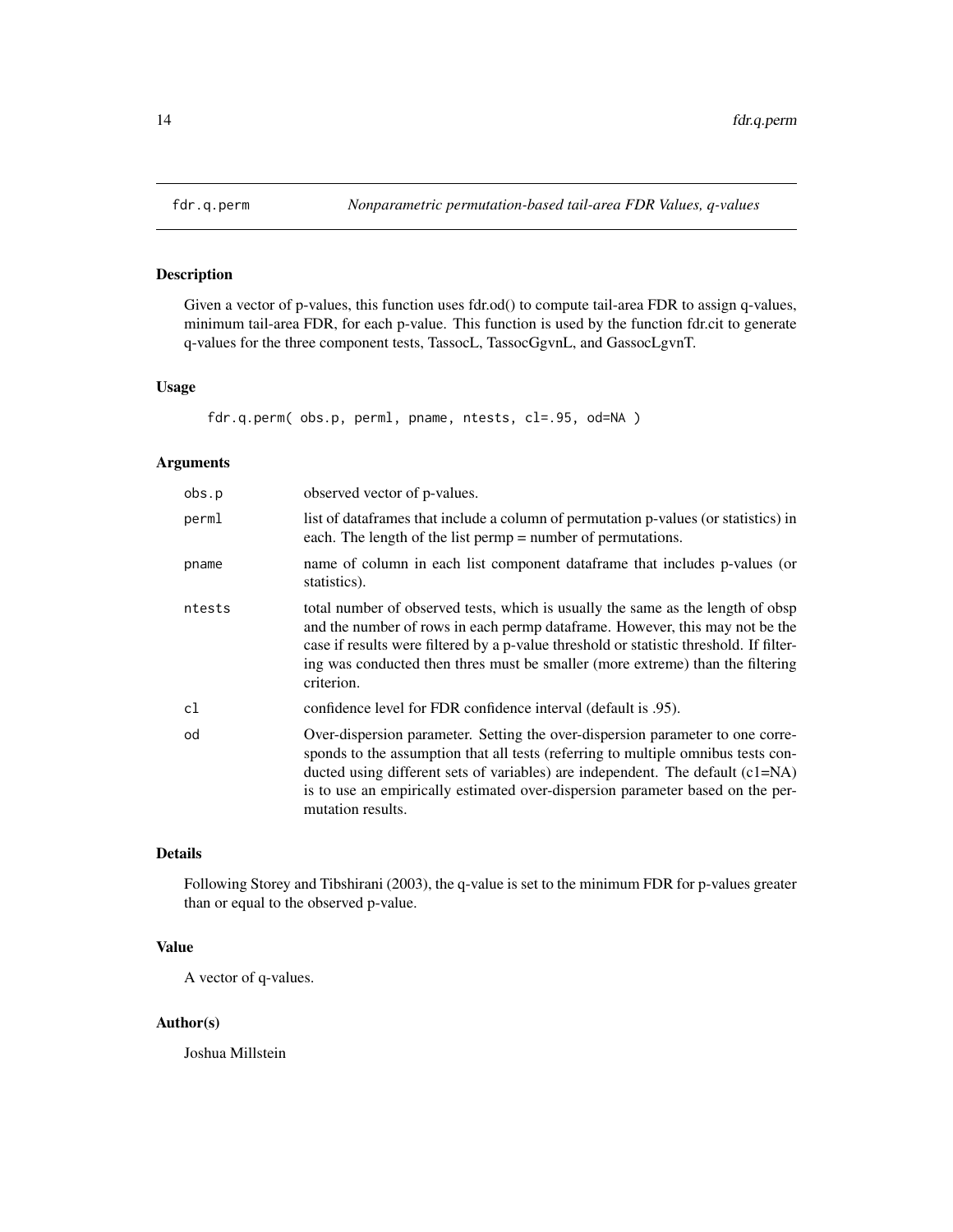# fdr.q.perm — *Nonparametric permutation-based tail-area FDR Values, q-values*

## Description

Given a vector of p-values, this function uses fdr.od() to compute tail-area FDR to assign q-values, minimum tail-area FDR, for each p-value. This function is used by the function fdr.cit to generate q-values for the three component tests, TassocL, TassocGgvnL, and GassocLgvnT.

## Usage

```
fdr.q.perm( obs.p, perml, pname, ntests, cl=.95, od=NA )
```

## Arguments

| | |
|---|---|
| obs.p | observed vector of p-values. |
| perml | list of dataframes that include a column of permutation p-values (or statistics) in each. The length of the list permp = number of permutations. |
| pname | name of column in each list component dataframe that includes p-values (or statistics). |
| ntests | total number of observed tests, which is usually the same as the length of obsp and the number of rows in each permp dataframe. However, this may not be the case if results were filtered by a p-value threshold or statistic threshold. If filtering was conducted then thres must be smaller (more extreme) than the filtering criterion. |
| cl | confidence level for FDR confidence interval (default is .95). |
| od | Over-dispersion parameter. Setting the over-dispersion parameter to one corresponds to the assumption that all tests (referring to multiple omnibus tests conducted using different sets of variables) are independent. The default (c1=NA) is to use an empirically estimated over-dispersion parameter based on the permutation results. |

## Details

Following Storey and Tibshirani (2003), the q-value is set to the minimum FDR for p-values greater than or equal to the observed p-value.

## Value

A vector of q-values.

## Author(s)

Joshua Millstein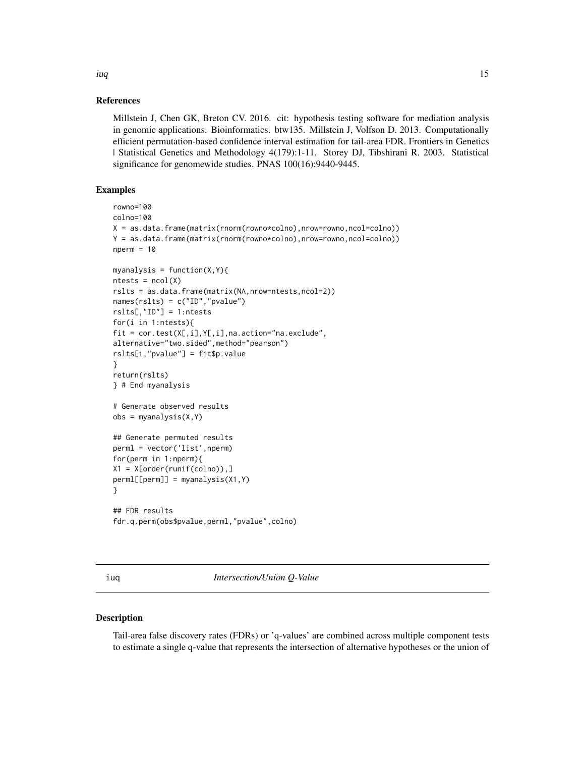### References

Millstein J, Chen GK, Breton CV. 2016. cit: hypothesis testing software for mediation analysis in genomic applications. Bioinformatics. btw135. Millstein J, Volfson D. 2013. Computationally efficient permutation-based confidence interval estimation for tail-area FDR. Frontiers in Genetics | Statistical Genetics and Methodology 4(179):1-11. Storey DJ, Tibshirani R. 2003. Statistical significance for genomewide studies. PNAS 100(16):9440-9445.

### Examples

```
rowno=100
colno=100
X = as.data.frame(matrix(rnorm(rowno*colno),nrow=rowno,ncol=colno))
Y = as.data.frame(matrix(rnorm(rowno*colno),nrow=rowno,ncol=colno))
nperm = 10

myanalysis = function(X,Y){
ntests = ncol(X)
rslts = as.data.frame(matrix(NA,nrow=ntests,ncol=2))
names(rslts) = c("ID","pvalue")
rslts[,"ID"] = 1:ntests
for(i in 1:ntests){
fit = cor.test(X[,i],Y[,i],na.action="na.exclude",
alternative="two.sided",method="pearson")
rslts[i,"pvalue"] = fit$p.value
}
return(rslts)
} # End myanalysis

# Generate observed results
obs = myanalysis(X,Y)

## Generate permuted results
perml = vector('list',nperm)
for(perm in 1:nperm){
X1 = X[order(runif(colno)),]
perml[[perm]] = myanalysis(X1,Y)
}

## FDR results
fdr.q.perm(obs$pvalue,perml,"pvalue",colno)
```

---

## iuq — *Intersection/Union Q-Value*

### Description

Tail-area false discovery rates (FDRs) or 'q-values' are combined across multiple component tests to estimate a single q-value that represents the intersection of alternative hypotheses or the union of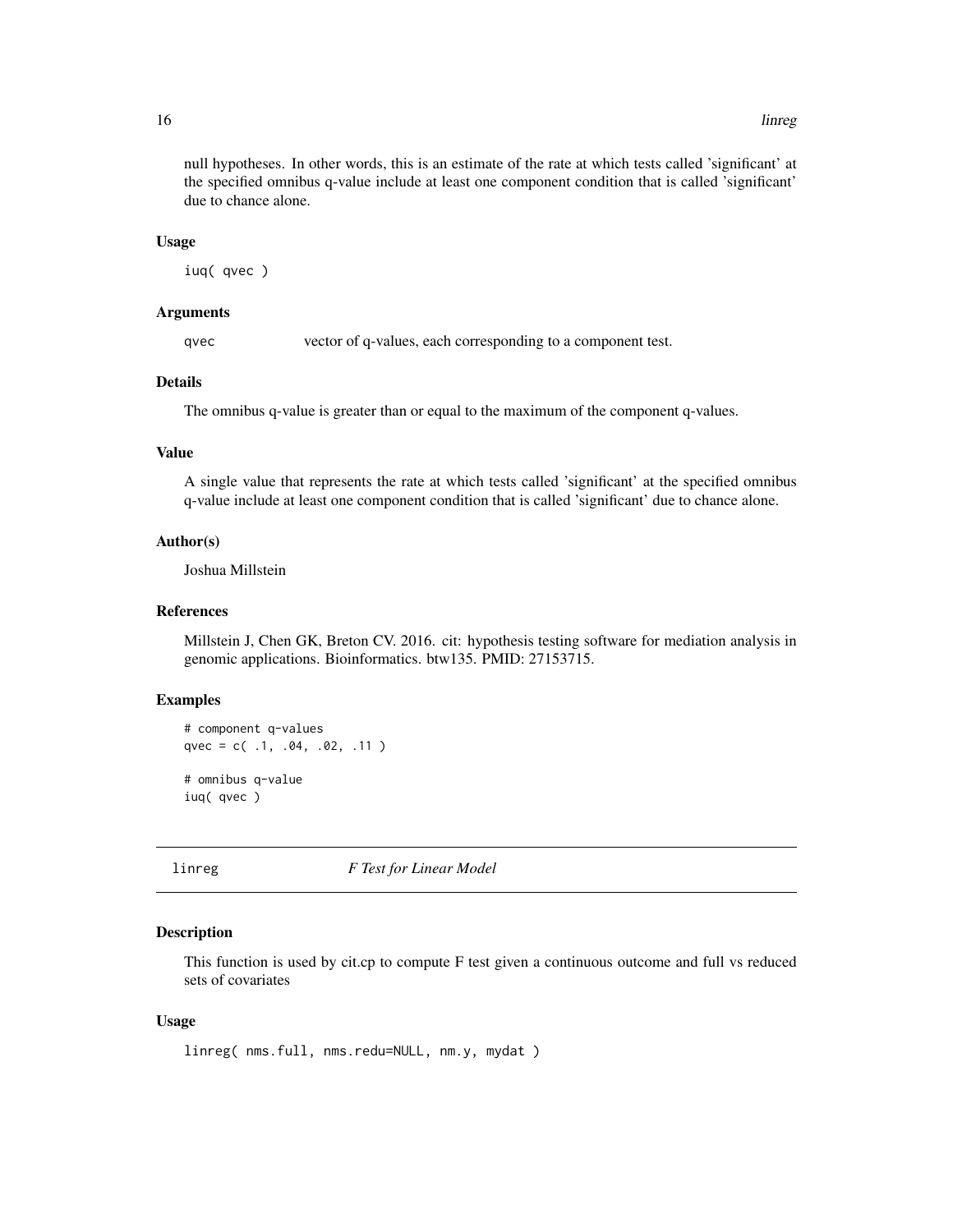null hypotheses. In other words, this is an estimate of the rate at which tests called 'significant' at the specified omnibus q-value include at least one component condition that is called 'significant' due to chance alone.

### Usage

```
iuq( qvec )
```

### Arguments

| | |
|---|---|
| qvec | vector of q-values, each corresponding to a component test. |

### Details

The omnibus q-value is greater than or equal to the maximum of the component q-values.

### Value

A single value that represents the rate at which tests called 'significant' at the specified omnibus q-value include at least one component condition that is called 'significant' due to chance alone.

### Author(s)

Joshua Millstein

### References

Millstein J, Chen GK, Breton CV. 2016. cit: hypothesis testing software for mediation analysis in genomic applications. Bioinformatics. btw135. PMID: 27153715.

### Examples

```
# component q-values
qvec = c( .1, .04, .02, .11 )

# omnibus q-value
iuq( qvec )
```

## linreg *F Test for Linear Model*

### Description

This function is used by cit.cp to compute F test given a continuous outcome and full vs reduced sets of covariates

### Usage

```
linreg( nms.full, nms.redu=NULL, nm.y, mydat )
```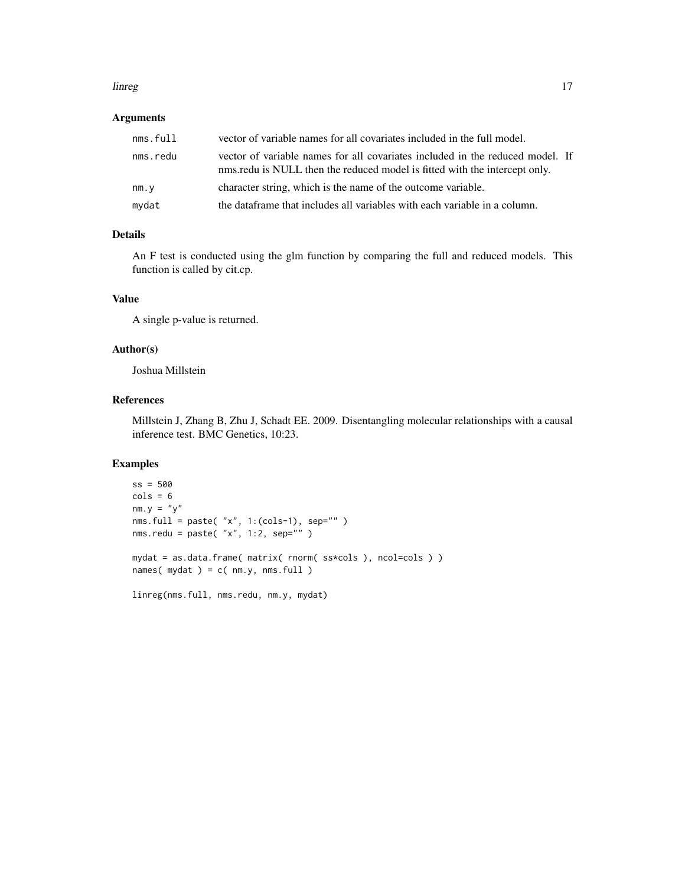## Arguments

| | |
|---|---|
| `nms.full` | vector of variable names for all covariates included in the full model. |
| `nms.redu` | vector of variable names for all covariates included in the reduced model. If nms.redu is NULL then the reduced model is fitted with the intercept only. |
| `nm.y` | character string, which is the name of the outcome variable. |
| `mydat` | the dataframe that includes all variables with each variable in a column. |

## Details

An F test is conducted using the glm function by comparing the full and reduced models. This function is called by cit.cp.

## Value

A single p-value is returned.

## Author(s)

Joshua Millstein

## References

Millstein J, Zhang B, Zhu J, Schadt EE. 2009. Disentangling molecular relationships with a causal inference test. BMC Genetics, 10:23.

## Examples

```
ss = 500
cols = 6
nm.y = "y"
nms.full = paste( "x", 1:(cols-1), sep="" )
nms.redu = paste( "x", 1:2, sep="" )

mydat = as.data.frame( matrix( rnorm( ss*cols ), ncol=cols ) )
names( mydat ) = c( nm.y, nms.full )

linreg(nms.full, nms.redu, nm.y, mydat)
```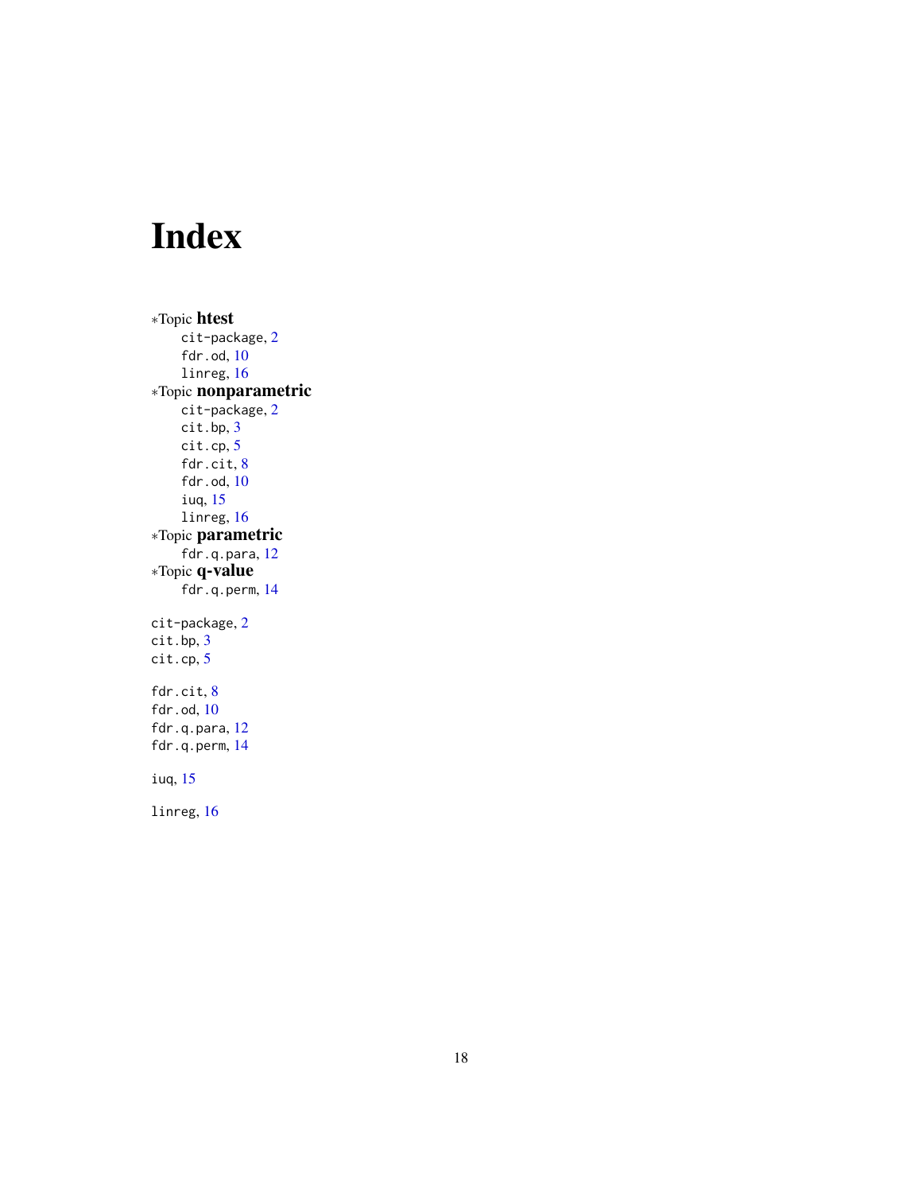# Index

*Topic **htest**
  cit-package, 2
  fdr.od, 10
  linreg, 16
*Topic **nonparametric**
  cit-package, 2
  cit.bp, 3
  cit.cp, 5
  fdr.cit, 8
  fdr.od, 10
  iuq, 15
  linreg, 16
*Topic **parametric**
  fdr.q.para, 12
*Topic **q-value**
  fdr.q.perm, 14

cit-package, 2
cit.bp, 3
cit.cp, 5

fdr.cit, 8
fdr.od, 10
fdr.q.para, 12
fdr.q.perm, 14

iuq, 15

linreg, 16